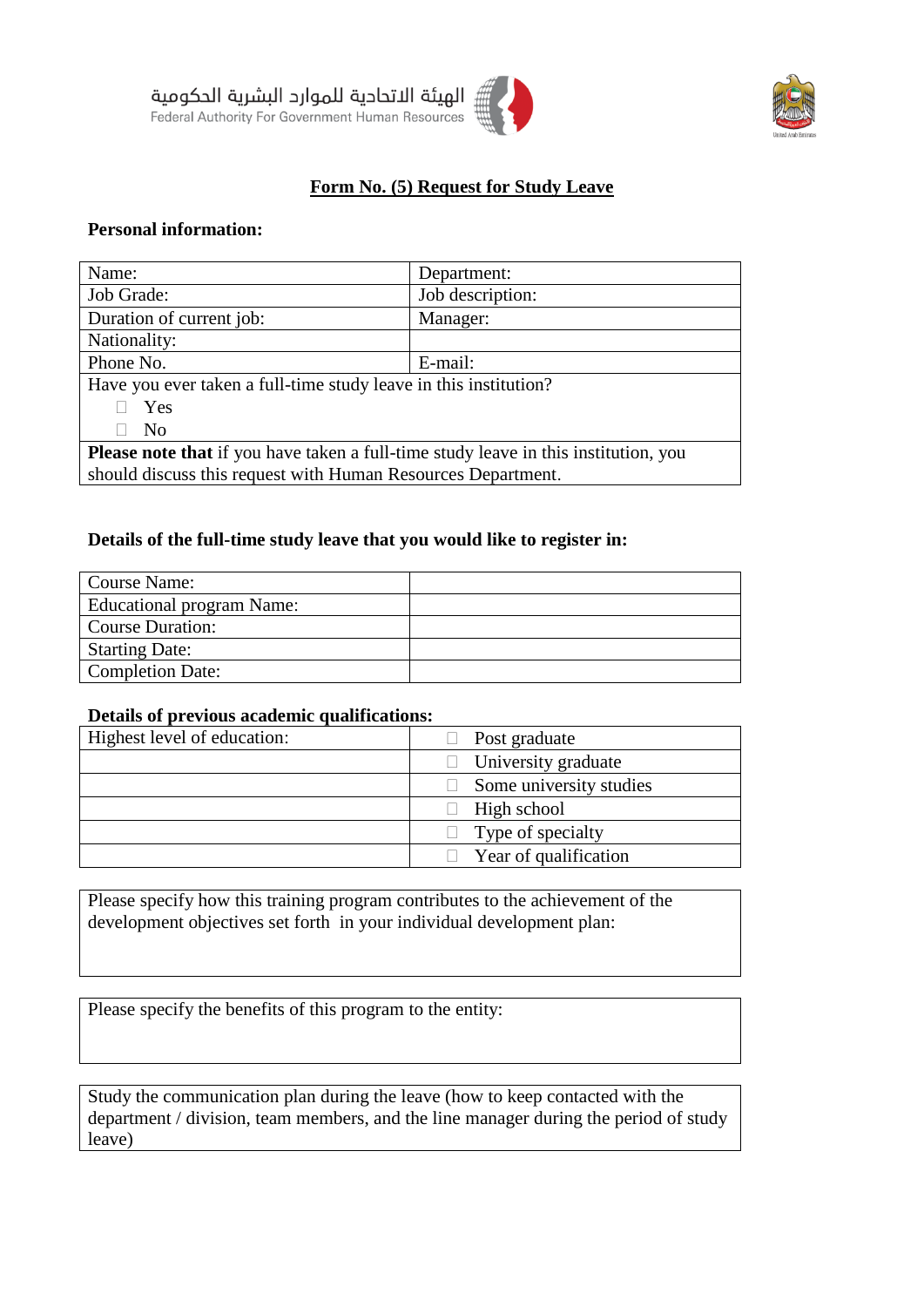الهيئة الاتحادية للموارد البشرية الحكومية
Federal Authority For Government Human Resources

# Form No. (5) Request for Study Leave

**Personal information:**

| Name: | Department: |
|---|---|
| Job Grade: | Job description: |
| Duration of current job: | Manager: |
| Nationality: | |
| Phone No. | E-mail: |
| Have you ever taken a full-time study leave in this institution?<br>☐ Yes<br>☐ No | |
| **Please note that** if you have taken a full-time study leave in this institution, you should discuss this request with Human Resources Department. | |

**Details of the full-time study leave that you would like to register in:**

| Course Name: | |
|---|---|
| Educational program Name: | |
| Course Duration: | |
| Starting Date: | |
| Completion Date: | |

**Details of previous academic qualifications:**

| Highest level of education: | ☐ Post graduate |
|---|---|
| | ☐ University graduate |
| | ☐ Some university studies |
| | ☐ High school |
| | ☐ Type of specialty |
| | ☐ Year of qualification |

| Please specify how this training program contributes to the achievement of the development objectives set forth in your individual development plan: |
|---|

| Please specify the benefits of this program to the entity: |
|---|

| Study the communication plan during the leave (how to keep contacted with the department / division, team members, and the line manager during the period of study leave) |
|---|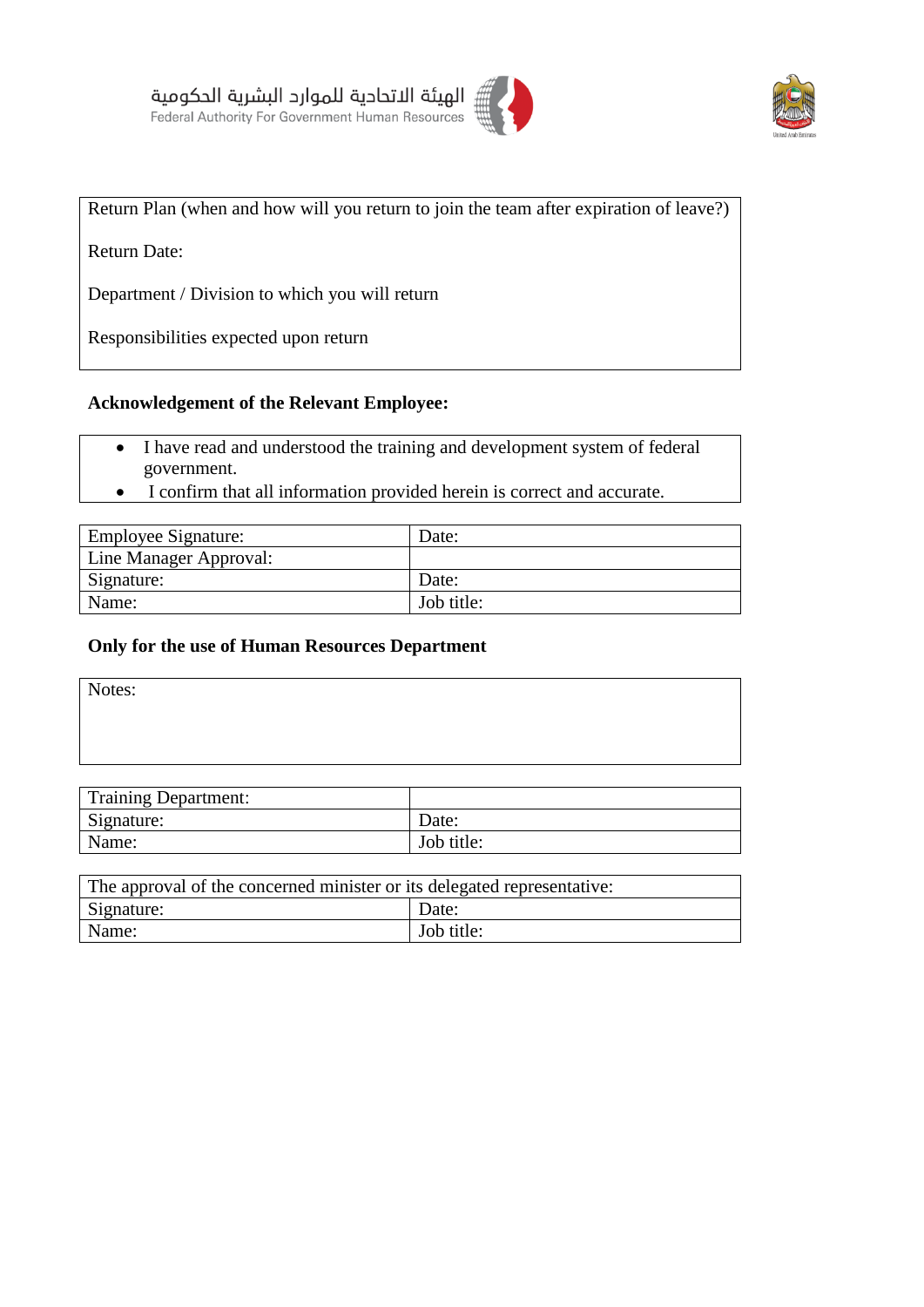الهيئة الاتحادية للموارد البشرية الحكومية
Federal Authority For Government Human Resources

| |
|---|
| Return Plan (when and how will you return to join the team after expiration of leave?) |
| Return Date: |
| Department / Division to which you will return |
| Responsibilities expected upon return |

**Acknowledgement of the Relevant Employee:**

- I have read and understood the training and development system of federal government.
- I confirm that all information provided herein is correct and accurate.

| | |
|---|---|
| Employee Signature: | Date: |
| Line Manager Approval: | |
| Signature: | Date: |
| Name: | Job title: |

**Only for the use of Human Resources Department**

| |
|---|
| Notes: |

| | |
|---|---|
| Training Department: | |
| Signature: | Date: |
| Name: | Job title: |

| | |
|---|---|
| The approval of the concerned minister or its delegated representative: | |
| Signature: | Date: |
| Name: | Job title: |